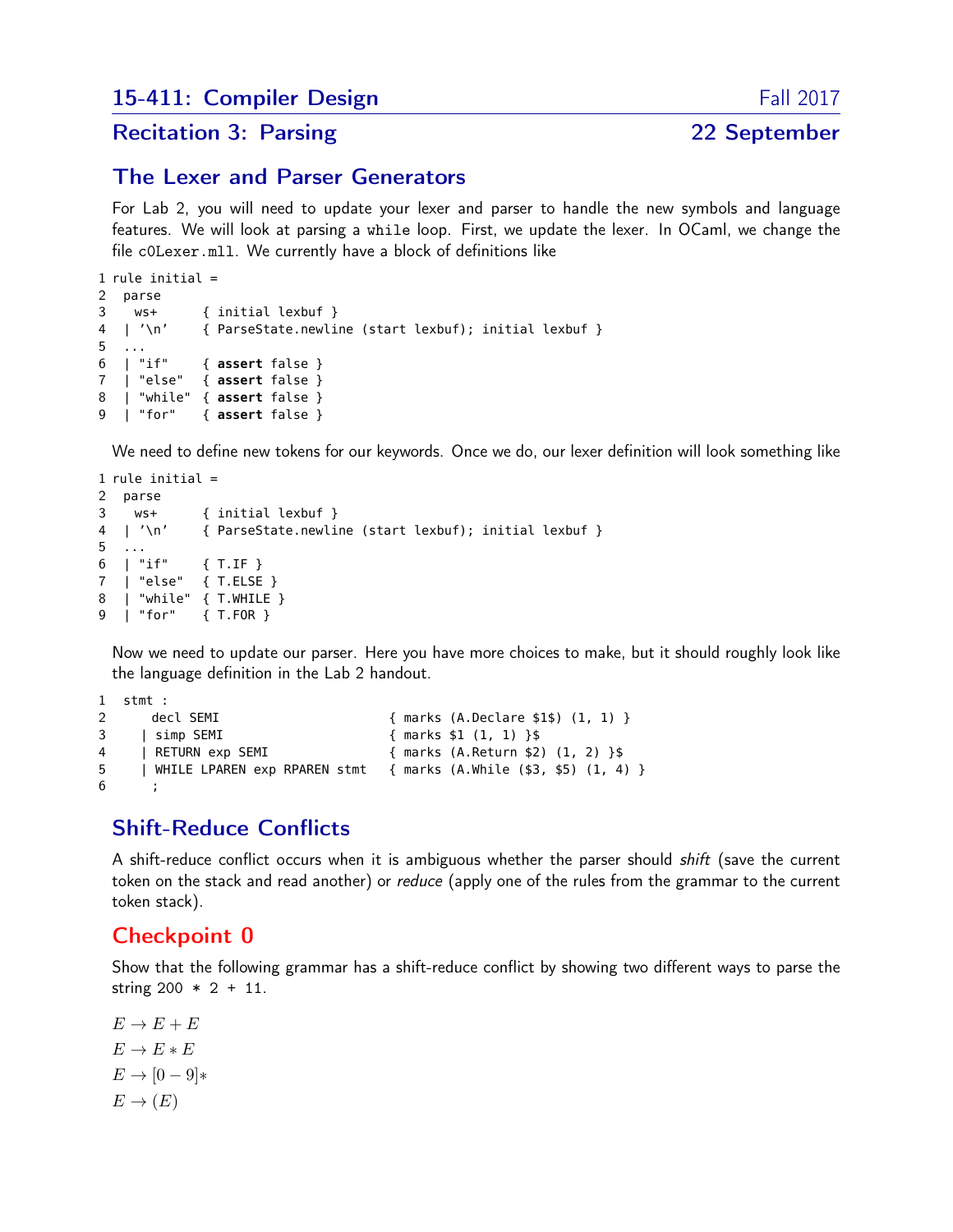## 15-411: Compiler Design — Fall 2017

## Recitation 3: Parsing — 22 September

## The Lexer and Parser Generators

For Lab 2, you will need to update your lexer and parser to handle the new symbols and language features. We will look at parsing a `while` loop. First, we update the lexer. In OCaml, we change the file `c0Lexer.mll`. We currently have a block of definitions like

```
1 rule initial =
2  parse
3    ws+      { initial lexbuf }
4   | '\n'    { ParseState.newline (start lexbuf); initial lexbuf }
5   ...
6   | "if"    { assert false }
7   | "else"  { assert false }
8   | "while" { assert false }
9   | "for"   { assert false }
```

We need to define new tokens for our keywords. Once we do, our lexer definition will look something like

```
1 rule initial =
2  parse
3    ws+      { initial lexbuf }
4   | '\n'    { ParseState.newline (start lexbuf); initial lexbuf }
5   ...
6   | "if"    { T.IF }
7   | "else"  { T.ELSE }
8   | "while" { T.WHILE }
9   | "for"   { T.FOR }
```

Now we need to update our parser. Here you have more choices to make, but it should roughly look like the language definition in the Lab 2 handout.

```
1  stmt :
2      decl SEMI                      { marks (A.Declare $1$) (1, 1) }
3    | simp SEMI                      { marks $1 (1, 1) }$
4    | RETURN exp SEMI                { marks (A.Return $2) (1, 2) }$
5    | WHILE LPAREN exp RPAREN stmt   { marks (A.While ($3, $5) (1, 4) }
6      ;
```

## Shift-Reduce Conflicts

A shift-reduce conflict occurs when it is ambiguous whether the parser should *shift* (save the current token on the stack and read another) or *reduce* (apply one of the rules from the grammar to the current token stack).

## Checkpoint 0

Show that the following grammar has a shift-reduce conflict by showing two different ways to parse the string `200 * 2 + 11`.

$E \rightarrow E + E$

$E \rightarrow E * E$

$E \rightarrow [0-9]*$

$E \rightarrow (E)$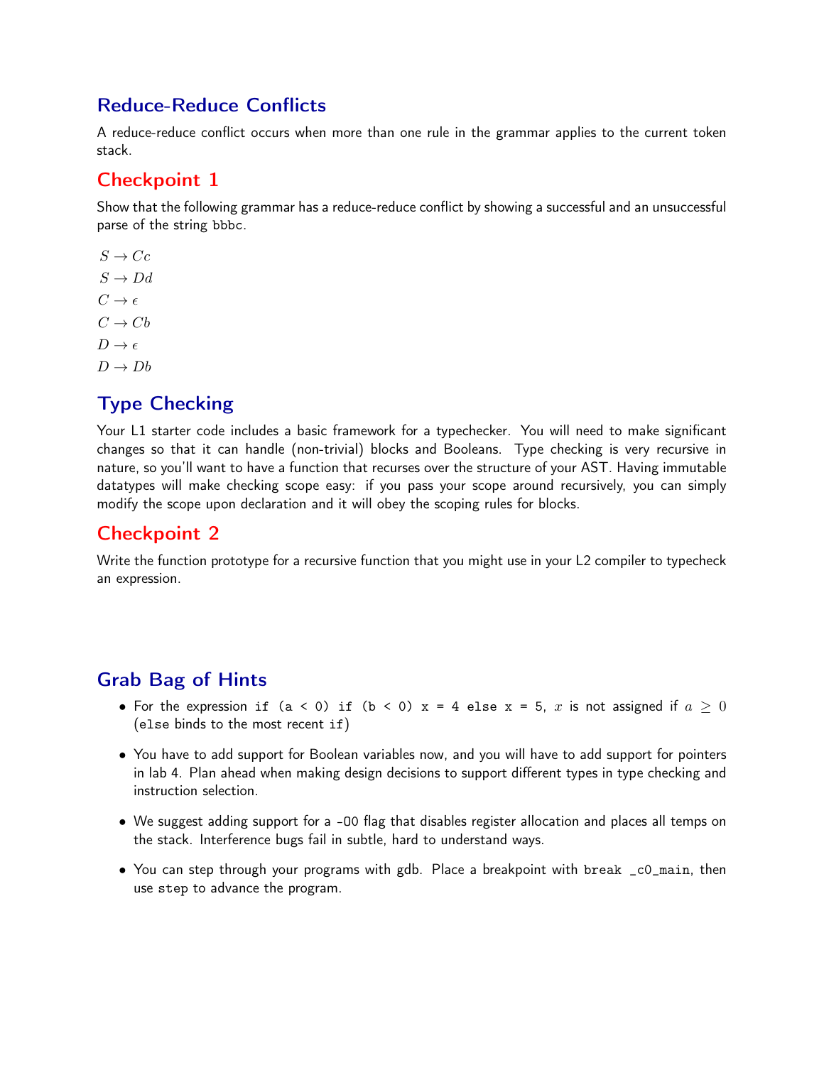## Reduce-Reduce Conflicts

A reduce-reduce conflict occurs when more than one rule in the grammar applies to the current token stack.

## Checkpoint 1

Show that the following grammar has a reduce-reduce conflict by showing a successful and an unsuccessful parse of the string `bbbc`.

$S \to Cc$

$S \to Dd$

$C \to \epsilon$

$C \to Cb$

$D \to \epsilon$

$D \to Db$

## Type Checking

Your L1 starter code includes a basic framework for a typechecker. You will need to make significant changes so that it can handle (non-trivial) blocks and Booleans. Type checking is very recursive in nature, so you'll want to have a function that recurses over the structure of your AST. Having immutable datatypes will make checking scope easy: if you pass your scope around recursively, you can simply modify the scope upon declaration and it will obey the scoping rules for blocks.

## Checkpoint 2

Write the function prototype for a recursive function that you might use in your L2 compiler to typecheck an expression.

## Grab Bag of Hints

- For the expression `if (a < 0) if (b < 0) x = 4 else x = 5`, $x$ is not assigned if $a \geq 0$ (`else` binds to the most recent `if`)
- You have to add support for Boolean variables now, and you will have to add support for pointers in lab 4. Plan ahead when making design decisions to support different types in type checking and instruction selection.
- We suggest adding support for a `-O0` flag that disables register allocation and places all temps on the stack. Interference bugs fail in subtle, hard to understand ways.
- You can step through your programs with gdb. Place a breakpoint with `break _c0_main`, then use `step` to advance the program.